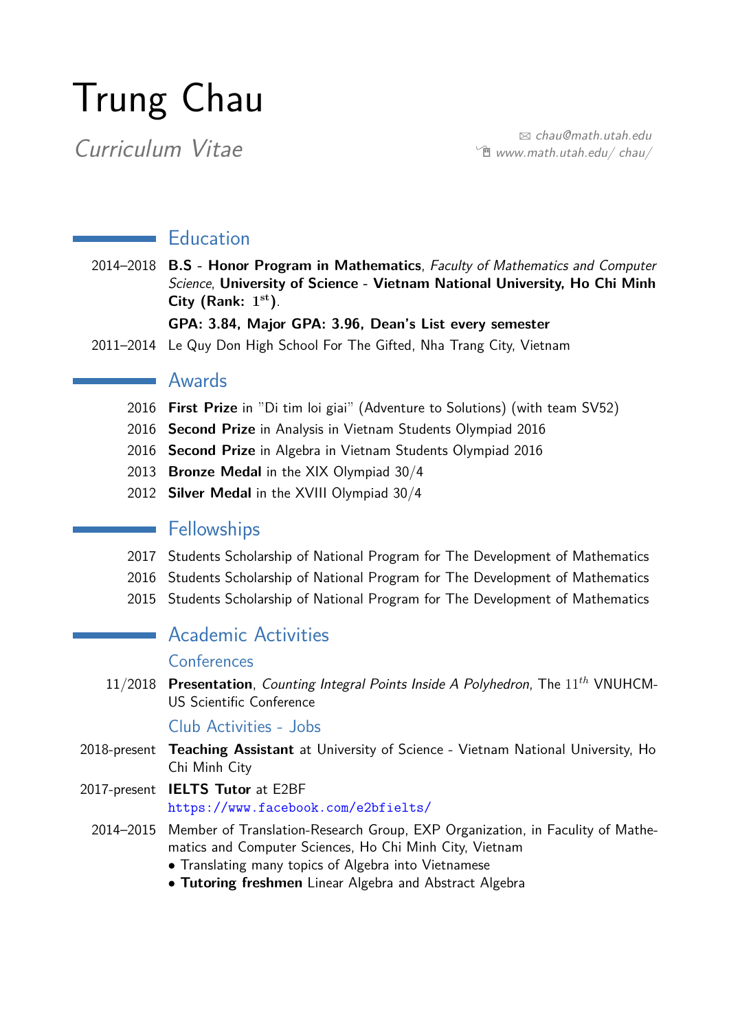# Trung Chau

*Curriculum Vitae*

✉ *chau@math.utah.edu*
*www.math.utah.edu/ chau/*

## Education

2014–2018 **B.S - Honor Program in Mathematics**, *Faculty of Mathematics and Computer Science*, **University of Science - Vietnam National University, Ho Chi Minh City (Rank: $1^{st}$)**.

**GPA: 3.84, Major GPA: 3.96, Dean's List every semester**

2011–2014 Le Quy Don High School For The Gifted, Nha Trang City, Vietnam

## Awards

2016 **First Prize** in "Di tim loi giai" (Adventure to Solutions) (with team SV52)

2016 **Second Prize** in Analysis in Vietnam Students Olympiad 2016

2016 **Second Prize** in Algebra in Vietnam Students Olympiad 2016

2013 **Bronze Medal** in the XIX Olympiad 30/4

2012 **Silver Medal** in the XVIII Olympiad 30/4

## Fellowships

2017 Students Scholarship of National Program for The Development of Mathematics

2016 Students Scholarship of National Program for The Development of Mathematics

2015 Students Scholarship of National Program for The Development of Mathematics

## Academic Activities

### Conferences

11/2018 **Presentation**, *Counting Integral Points Inside A Polyhedron*, The $11^{th}$ VNUHCM-US Scientific Conference

### Club Activities - Jobs

2018-present **Teaching Assistant** at University of Science - Vietnam National University, Ho Chi Minh City

2017-present **IELTS Tutor** at E2BF
https://www.facebook.com/e2bfielts/

2014–2015 Member of Translation-Research Group, EXP Organization, in Faculty of Mathematics and Computer Sciences, Ho Chi Minh City, Vietnam

- Translating many topics of Algebra into Vietnamese
- **Tutoring freshmen** Linear Algebra and Abstract Algebra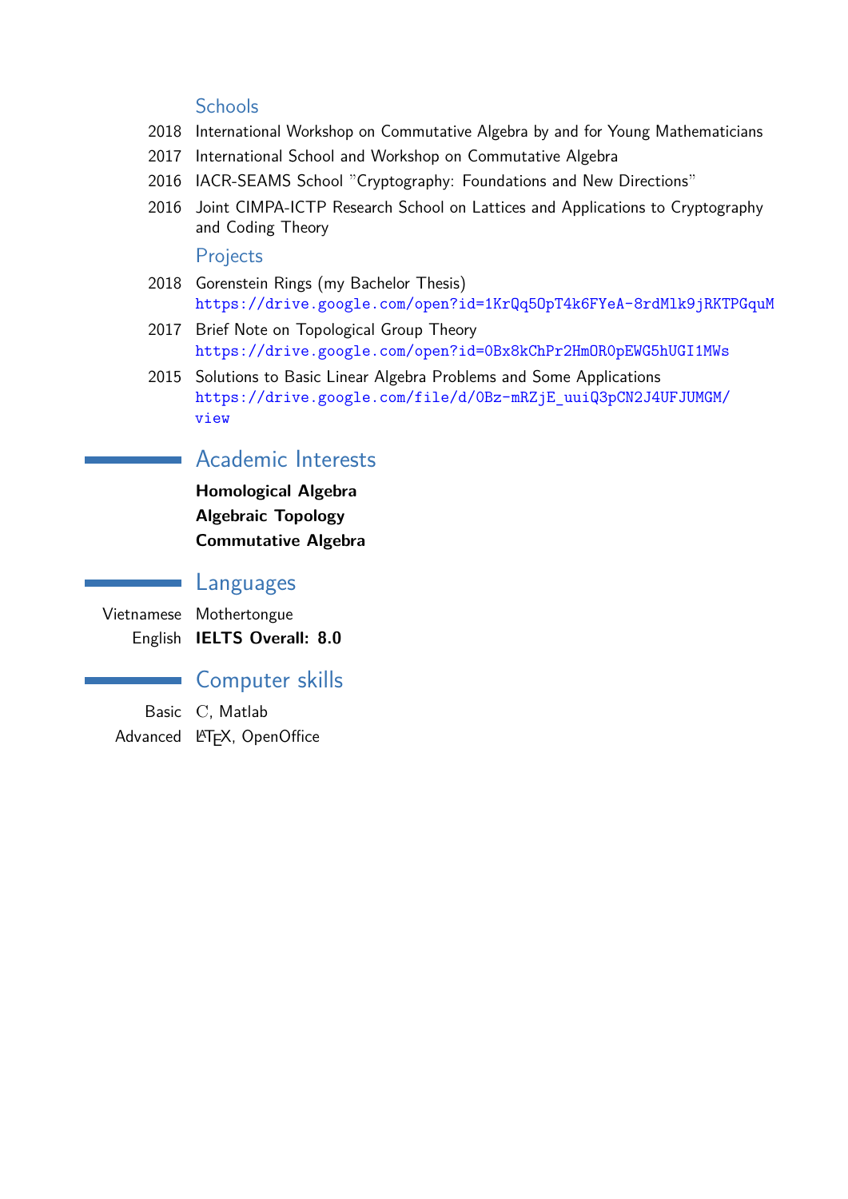### Schools

2018 International Workshop on Commutative Algebra by and for Young Mathematicians

2017 International School and Workshop on Commutative Algebra

2016 IACR-SEAMS School "Cryptography: Foundations and New Directions"

2016 Joint CIMPA-ICTP Research School on Lattices and Applications to Cryptography and Coding Theory

### Projects

2018 Gorenstein Rings (my Bachelor Thesis)
https://drive.google.com/open?id=1KrQq5OpT4k6FYeA-8rdMlk9jRKTPGquM

2017 Brief Note on Topological Group Theory
https://drive.google.com/open?id=0Bx8kChPr2HmOR0pEWG5hUGI1MWs

2015 Solutions to Basic Linear Algebra Problems and Some Applications
https://drive.google.com/file/d/0Bz-mRZjE_uuiQ3pCN2J4UFJUMGM/view

## Academic Interests

**Homological Algebra**
**Algebraic Topology**
**Commutative Algebra**

## Languages

Vietnamese Mothertongue
English **IELTS Overall: 8.0**

## Computer skills

Basic C, Matlab
Advanced LaTeX, OpenOffice